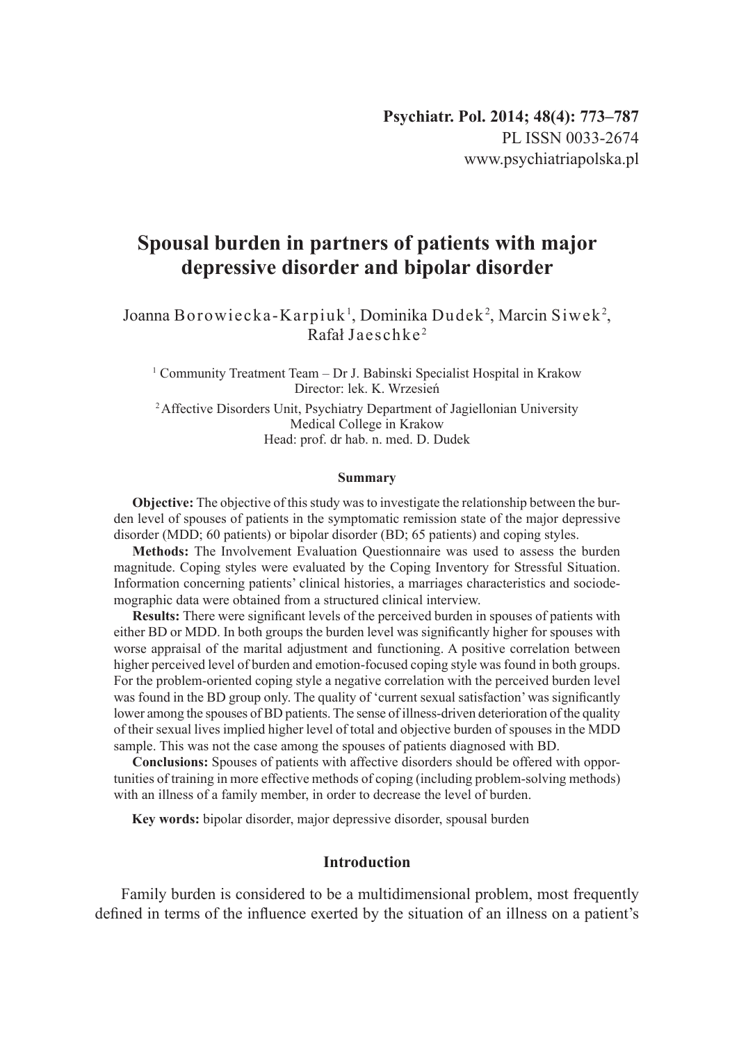# Spousal burden in partners of patients with major depressive disorder and bipolar disorder

Joanna Borowiecka-Karpiuk[1], Dominika Dudek[2], Marcin Siwek[2], Rafał Jaeschke[2]

[1] Community Treatment Team – Dr J. Babinski Specialist Hospital in Krakow
Director: lek. K. Wrzesień

[2] Affective Disorders Unit, Psychiatry Department of Jagiellonian University Medical College in Krakow
Head: prof. dr hab. n. med. D. Dudek

#### Summary

**Objective:** The objective of this study was to investigate the relationship between the burden level of spouses of patients in the symptomatic remission state of the major depressive disorder (MDD; 60 patients) or bipolar disorder (BD; 65 patients) and coping styles.

**Methods:** The Involvement Evaluation Questionnaire was used to assess the burden magnitude. Coping styles were evaluated by the Coping Inventory for Stressful Situation. Information concerning patients' clinical histories, a marriages characteristics and sociodemographic data were obtained from a structured clinical interview.

**Results:** There were significant levels of the perceived burden in spouses of patients with either BD or MDD. In both groups the burden level was significantly higher for spouses with worse appraisal of the marital adjustment and functioning. A positive correlation between higher perceived level of burden and emotion-focused coping style was found in both groups. For the problem-oriented coping style a negative correlation with the perceived burden level was found in the BD group only. The quality of 'current sexual satisfaction' was significantly lower among the spouses of BD patients. The sense of illness-driven deterioration of the quality of their sexual lives implied higher level of total and objective burden of spouses in the MDD sample. This was not the case among the spouses of patients diagnosed with BD.

**Conclusions:** Spouses of patients with affective disorders should be offered with opportunities of training in more effective methods of coping (including problem-solving methods) with an illness of a family member, in order to decrease the level of burden.

**Key words:** bipolar disorder, major depressive disorder, spousal burden

## Introduction

Family burden is considered to be a multidimensional problem, most frequently defined in terms of the influence exerted by the situation of an illness on a patient's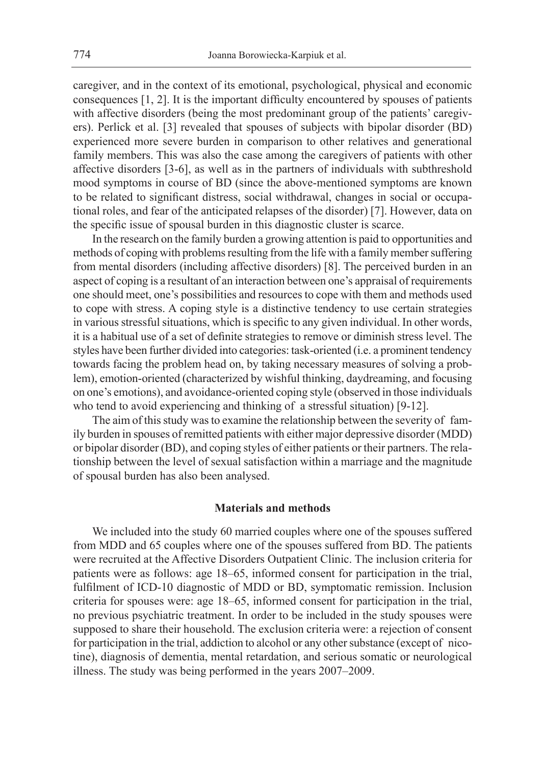caregiver, and in the context of its emotional, psychological, physical and economic consequences [1, 2]. It is the important difficulty encountered by spouses of patients with affective disorders (being the most predominant group of the patients' caregivers). Perlick et al. [3] revealed that spouses of subjects with bipolar disorder (BD) experienced more severe burden in comparison to other relatives and generational family members. This was also the case among the caregivers of patients with other affective disorders [3-6], as well as in the partners of individuals with subthreshold mood symptoms in course of BD (since the above-mentioned symptoms are known to be related to significant distress, social withdrawal, changes in social or occupational roles, and fear of the anticipated relapses of the disorder) [7]. However, data on the specific issue of spousal burden in this diagnostic cluster is scarce.

In the research on the family burden a growing attention is paid to opportunities and methods of coping with problems resulting from the life with a family member suffering from mental disorders (including affective disorders) [8]. The perceived burden in an aspect of coping is a resultant of an interaction between one's appraisal of requirements one should meet, one's possibilities and resources to cope with them and methods used to cope with stress. A coping style is a distinctive tendency to use certain strategies in various stressful situations, which is specific to any given individual. In other words, it is a habitual use of a set of definite strategies to remove or diminish stress level. The styles have been further divided into categories: task-oriented (i.e. a prominent tendency towards facing the problem head on, by taking necessary measures of solving a problem), emotion-oriented (characterized by wishful thinking, daydreaming, and focusing on one's emotions), and avoidance-oriented coping style (observed in those individuals who tend to avoid experiencing and thinking of a stressful situation) [9-12].

The aim of this study was to examine the relationship between the severity of family burden in spouses of remitted patients with either major depressive disorder (MDD) or bipolar disorder (BD), and coping styles of either patients or their partners. The relationship between the level of sexual satisfaction within a marriage and the magnitude of spousal burden has also been analysed.

## Materials and methods

We included into the study 60 married couples where one of the spouses suffered from MDD and 65 couples where one of the spouses suffered from BD. The patients were recruited at the Affective Disorders Outpatient Clinic. The inclusion criteria for patients were as follows: age 18–65, informed consent for participation in the trial, fulfilment of ICD-10 diagnostic of MDD or BD, symptomatic remission. Inclusion criteria for spouses were: age 18–65, informed consent for participation in the trial, no previous psychiatric treatment. In order to be included in the study spouses were supposed to share their household. The exclusion criteria were: a rejection of consent for participation in the trial, addiction to alcohol or any other substance (except of nicotine), diagnosis of dementia, mental retardation, and serious somatic or neurological illness. The study was being performed in the years 2007–2009.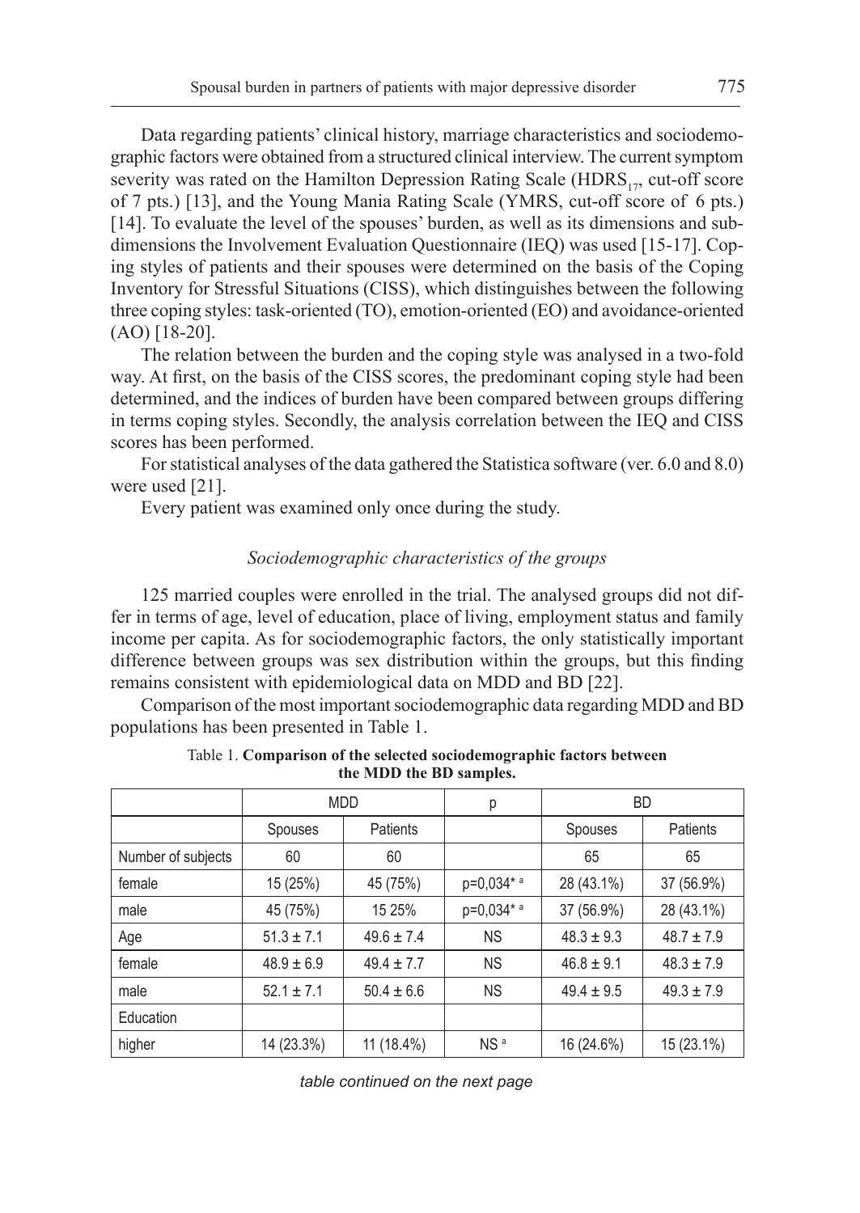Data regarding patients' clinical history, marriage characteristics and sociodemographic factors were obtained from a structured clinical interview. The current symptom severity was rated on the Hamilton Depression Rating Scale ($HDRS_{17}$, cut-off score of 7 pts.) [13], and the Young Mania Rating Scale (YMRS, cut-off score of 6 pts.) [14]. To evaluate the level of the spouses' burden, as well as its dimensions and subdimensions the Involvement Evaluation Questionnaire (IEQ) was used [15-17]. Coping styles of patients and their spouses were determined on the basis of the Coping Inventory for Stressful Situations (CISS), which distinguishes between the following three coping styles: task-oriented (TO), emotion-oriented (EO) and avoidance-oriented (AO) [18-20].

The relation between the burden and the coping style was analysed in a two-fold way. At first, on the basis of the CISS scores, the predominant coping style had been determined, and the indices of burden have been compared between groups differing in terms coping styles. Secondly, the analysis correlation between the IEQ and CISS scores has been performed.

For statistical analyses of the data gathered the Statistica software (ver. 6.0 and 8.0) were used [21].

Every patient was examined only once during the study.

### *Sociodemographic characteristics of the groups*

125 married couples were enrolled in the trial. The analysed groups did not differ in terms of age, level of education, place of living, employment status and family income per capita. As for sociodemographic factors, the only statistically important difference between groups was sex distribution within the groups, but this finding remains consistent with epidemiological data on MDD and BD [22].

Comparison of the most important sociodemographic data regarding MDD and BD populations has been presented in Table 1.

Table 1. **Comparison of the selected sociodemographic factors between the MDD the BD samples.**

| | MDD | | p | BD | |
|---|---|---|---|---|---|
| | Spouses | Patients | | Spouses | Patients |
| Number of subjects | 60 | 60 | | 65 | 65 |
| female | 15 (25%) | 45 (75%) | p=0,034* [a] | 28 (43.1%) | 37 (56.9%) |
| male | 45 (75%) | 15 25% | p=0,034* [a] | 37 (56.9%) | 28 (43.1%) |
| Age | 51.3 ± 7.1 | 49.6 ± 7.4 | NS | 48.3 ± 9.3 | 48.7 ± 7.9 |
| female | 48.9 ± 6.9 | 49.4 ± 7.7 | NS | 46.8 ± 9.1 | 48.3 ± 7.9 |
| male | 52.1 ± 7.1 | 50.4 ± 6.6 | NS | 49.4 ± 9.5 | 49.3 ± 7.9 |
| Education | | | | | |
| higher | 14 (23.3%) | 11 (18.4%) | NS [a] | 16 (24.6%) | 15 (23.1%) |

*table continued on the next page*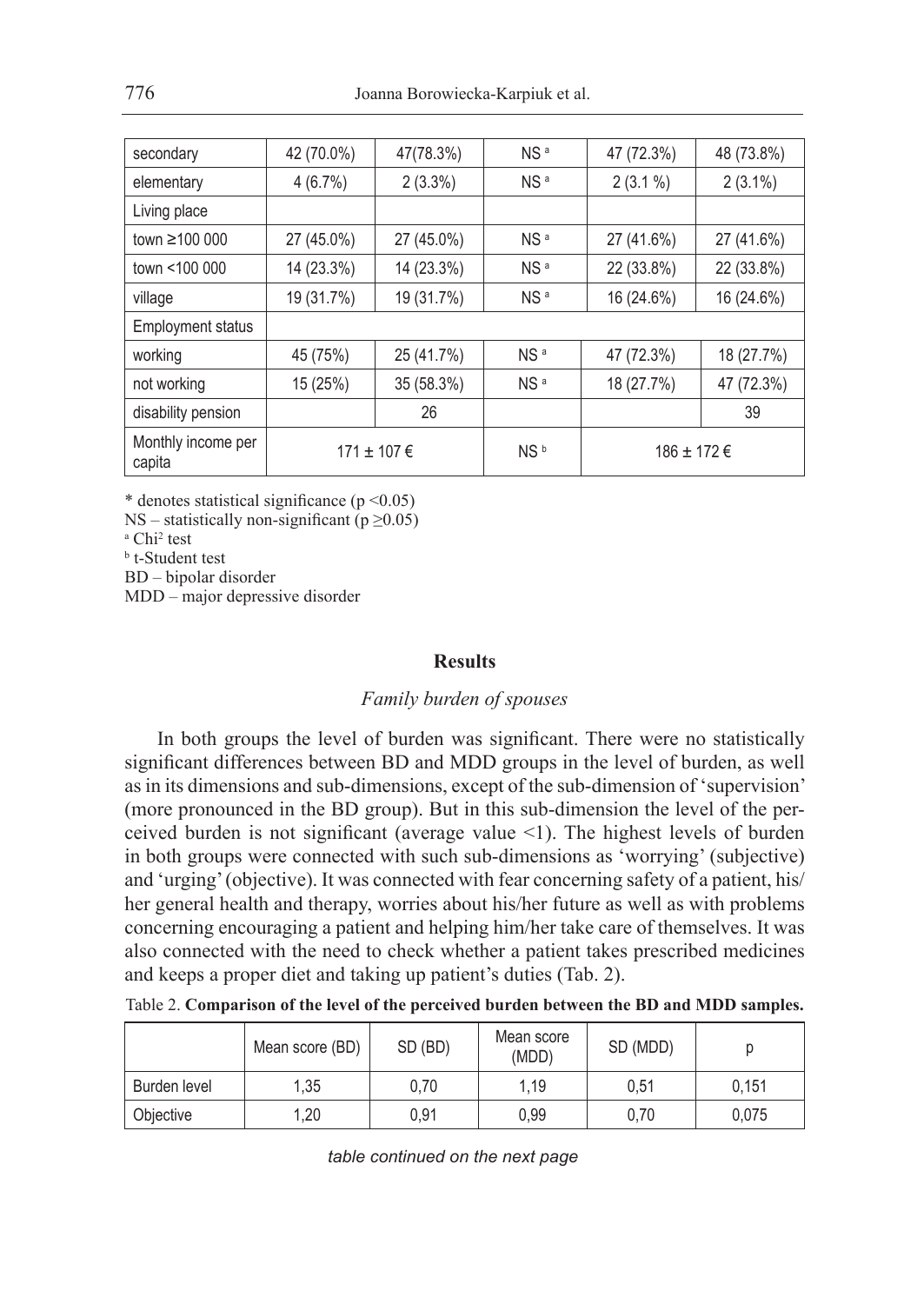| secondary | 42 (70.0%) | 47(78.3%) | NS [a] | 47 (72.3%) | 48 (73.8%) |
|---|---|---|---|---|---|
| elementary | 4 (6.7%) | 2 (3.3%) | NS [a] | 2 (3.1 %) | 2 (3.1%) |
| Living place | | | | | |
| town ≥100 000 | 27 (45.0%) | 27 (45.0%) | NS [a] | 27 (41.6%) | 27 (41.6%) |
| town <100 000 | 14 (23.3%) | 14 (23.3%) | NS [a] | 22 (33.8%) | 22 (33.8%) |
| village | 19 (31.7%) | 19 (31.7%) | NS [a] | 16 (24.6%) | 16 (24.6%) |
| Employment status | | | | | |
| working | 45 (75%) | 25 (41.7%) | NS [a] | 47 (72.3%) | 18 (27.7%) |
| not working | 15 (25%) | 35 (58.3%) | NS [a] | 18 (27.7%) | 47 (72.3%) |
| disability pension | | 26 | | | 39 |
| Monthly income per capita | 171 ± 107 € | | NS [b] | 186 ± 172 € | |

\* denotes statistical significance ($p < 0.05$)
NS – statistically non-significant ($p \geq 0.05$)
[a] Chi[2] test
[b] t-Student test
BD – bipolar disorder
MDD – major depressive disorder

## Results

### *Family burden of spouses*

In both groups the level of burden was significant. There were no statistically significant differences between BD and MDD groups in the level of burden, as well as in its dimensions and sub-dimensions, except of the sub-dimension of 'supervision' (more pronounced in the BD group). But in this sub-dimension the level of the perceived burden is not significant (average value <1). The highest levels of burden in both groups were connected with such sub-dimensions as 'worrying' (subjective) and 'urging' (objective). It was connected with fear concerning safety of a patient, his/her general health and therapy, worries about his/her future as well as with problems concerning encouraging a patient and helping him/her take care of themselves. It was also connected with the need to check whether a patient takes prescribed medicines and keeps a proper diet and taking up patient's duties (Tab. 2).

Table 2. **Comparison of the level of the perceived burden between the BD and MDD samples.**

| | Mean score (BD) | SD (BD) | Mean score (MDD) | SD (MDD) | p |
|---|---|---|---|---|---|
| Burden level | 1,35 | 0,70 | 1,19 | 0,51 | 0,151 |
| Objective | 1,20 | 0,91 | 0,99 | 0,70 | 0,075 |

*table continued on the next page*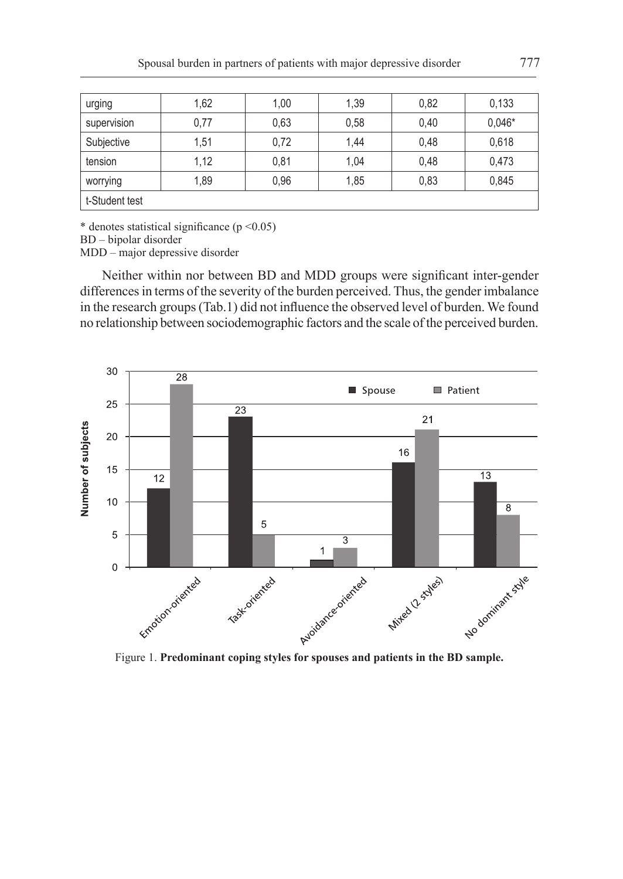| | | | | | |
|---|---|---|---|---|---|
| urging | 1,62 | 1,00 | 1,39 | 0,82 | 0,133 |
| supervision | 0,77 | 0,63 | 0,58 | 0,40 | 0,046* |
| Subjective | 1,51 | 0,72 | 1,44 | 0,48 | 0,618 |
| tension | 1,12 | 0,81 | 1,04 | 0,48 | 0,473 |
| worrying | 1,89 | 0,96 | 1,85 | 0,83 | 0,845 |
| t-Student test | | | | | |

* denotes statistical significance (p <0.05)
BD – bipolar disorder
MDD – major depressive disorder

Neither within nor between BD and MDD groups were significant inter-gender differences in terms of the severity of the burden perceived. Thus, the gender imbalance in the research groups (Tab.1) did not influence the observed level of burden. We found no relationship between sociodemographic factors and the scale of the perceived burden.

Figure 1. **Predominant coping styles for spouses and patients in the BD sample.**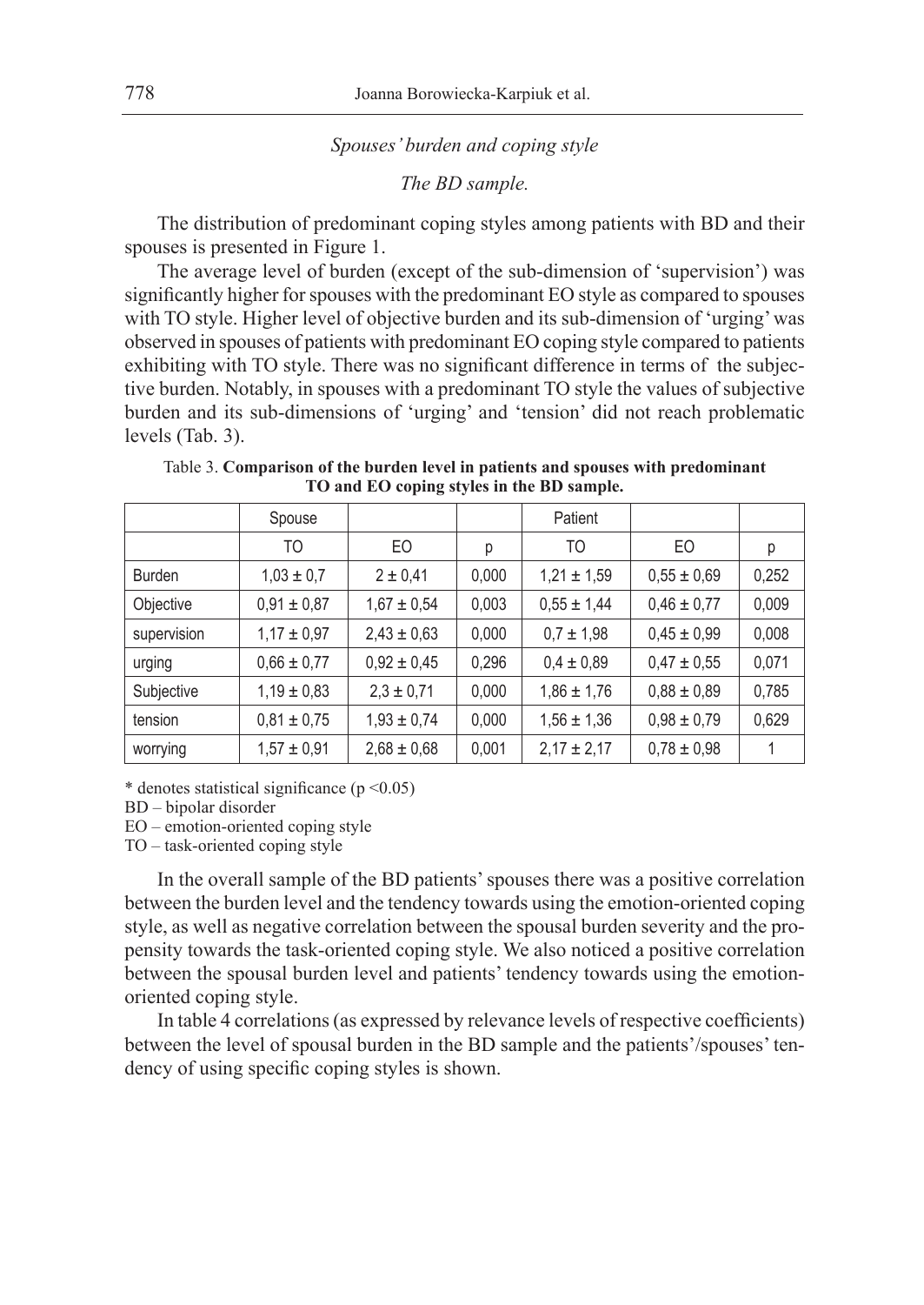*Spouses' burden and coping style*

*The BD sample.*

The distribution of predominant coping styles among patients with BD and their spouses is presented in Figure 1.

The average level of burden (except of the sub-dimension of 'supervision') was significantly higher for spouses with the predominant EO style as compared to spouses with TO style. Higher level of objective burden and its sub-dimension of 'urging' was observed in spouses of patients with predominant EO coping style compared to patients exhibiting with TO style. There was no significant difference in terms of the subjective burden. Notably, in spouses with a predominant TO style the values of subjective burden and its sub-dimensions of 'urging' and 'tension' did not reach problematic levels (Tab. 3).

Table 3. **Comparison of the burden level in patients and spouses with predominant TO and EO coping styles in the BD sample.**

| | Spouse | | | Patient | | |
|---|---|---|---|---|---|---|
| | TO | EO | p | TO | EO | p |
| Burden | 1,03 ± 0,7 | 2 ± 0,41 | 0,000 | 1,21 ± 1,59 | 0,55 ± 0,69 | 0,252 |
| Objective | 0,91 ± 0,87 | 1,67 ± 0,54 | 0,003 | 0,55 ± 1,44 | 0,46 ± 0,77 | 0,009 |
| supervision | 1,17 ± 0,97 | 2,43 ± 0,63 | 0,000 | 0,7 ± 1,98 | 0,45 ± 0,99 | 0,008 |
| urging | 0,66 ± 0,77 | 0,92 ± 0,45 | 0,296 | 0,4 ± 0,89 | 0,47 ± 0,55 | 0,071 |
| Subjective | 1,19 ± 0,83 | 2,3 ± 0,71 | 0,000 | 1,86 ± 1,76 | 0,88 ± 0,89 | 0,785 |
| tension | 0,81 ± 0,75 | 1,93 ± 0,74 | 0,000 | 1,56 ± 1,36 | 0,98 ± 0,79 | 0,629 |
| worrying | 1,57 ± 0,91 | 2,68 ± 0,68 | 0,001 | 2,17 ± 2,17 | 0,78 ± 0,98 | 1 |

\* denotes statistical significance ($p < 0.05$)
BD – bipolar disorder
EO – emotion-oriented coping style
TO – task-oriented coping style

In the overall sample of the BD patients' spouses there was a positive correlation between the burden level and the tendency towards using the emotion-oriented coping style, as well as negative correlation between the spousal burden severity and the propensity towards the task-oriented coping style. We also noticed a positive correlation between the spousal burden level and patients' tendency towards using the emotion-oriented coping style.

In table 4 correlations (as expressed by relevance levels of respective coefficients) between the level of spousal burden in the BD sample and the patients'/spouses' tendency of using specific coping styles is shown.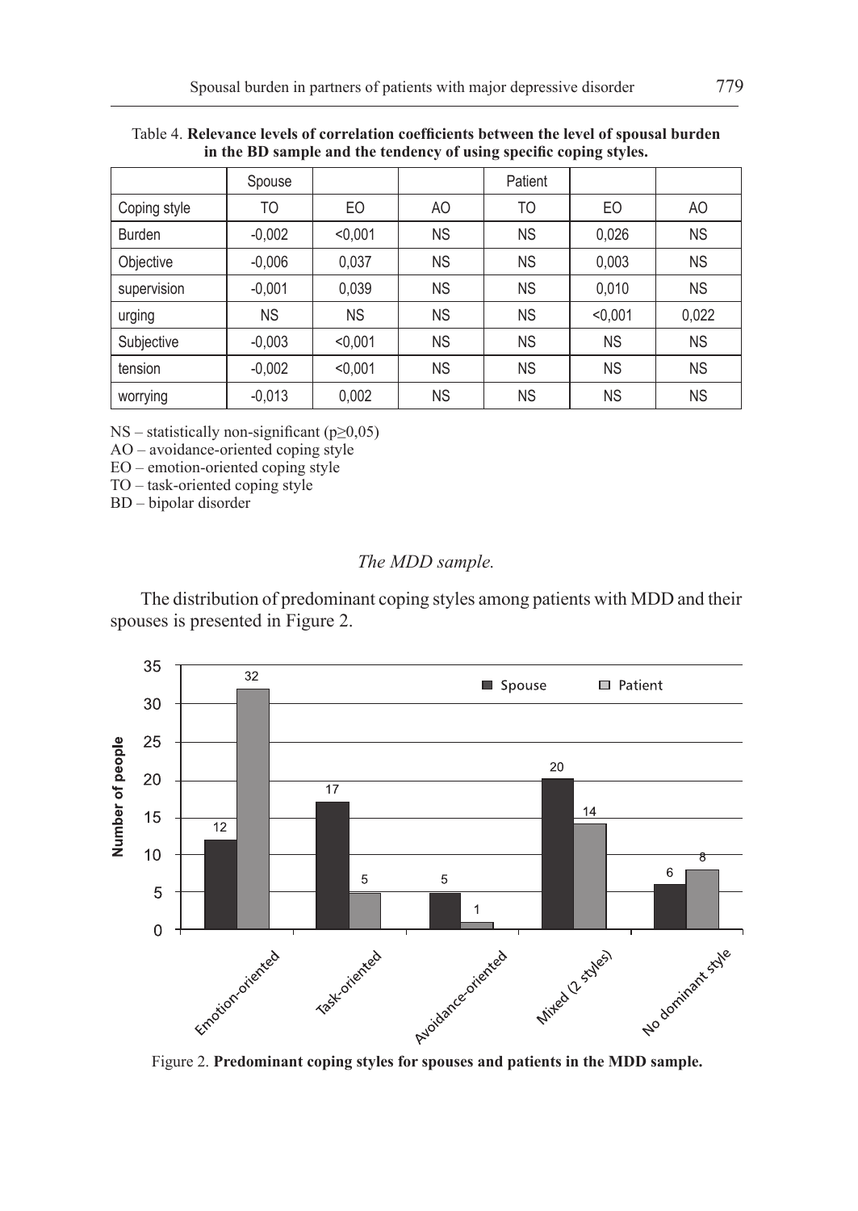Table 4. **Relevance levels of correlation coefficients between the level of spousal burden in the BD sample and the tendency of using specific coping styles.**

| | Spouse | | | Patient | | |
|---|---|---|---|---|---|---|
| Coping style | TO | EO | AO | TO | EO | AO |
| Burden | -0,002 | <0,001 | NS | NS | 0,026 | NS |
| Objective | -0,006 | 0,037 | NS | NS | 0,003 | NS |
| supervision | -0,001 | 0,039 | NS | NS | 0,010 | NS |
| urging | NS | NS | NS | NS | <0,001 | 0,022 |
| Subjective | -0,003 | <0,001 | NS | NS | NS | NS |
| tension | -0,002 | <0,001 | NS | NS | NS | NS |
| worrying | -0,013 | 0,002 | NS | NS | NS | NS |

NS – statistically non-significant ($p \geq 0,05$)
AO – avoidance-oriented coping style
EO – emotion-oriented coping style
TO – task-oriented coping style
BD – bipolar disorder

*The MDD sample.*

The distribution of predominant coping styles among patients with MDD and their spouses is presented in Figure 2.

| Coping style | Spouse | Patient |
|---|---|---|
| Emotion-oriented | 12 | 32 |
| Task-oriented | 17 | 5 |
| Avoidance-oriented | 5 | 1 |
| Mixed (2 styles) | 20 | 14 |
| No dominant style | 6 | 8 |

Figure 2. **Predominant coping styles for spouses and patients in the MDD sample.**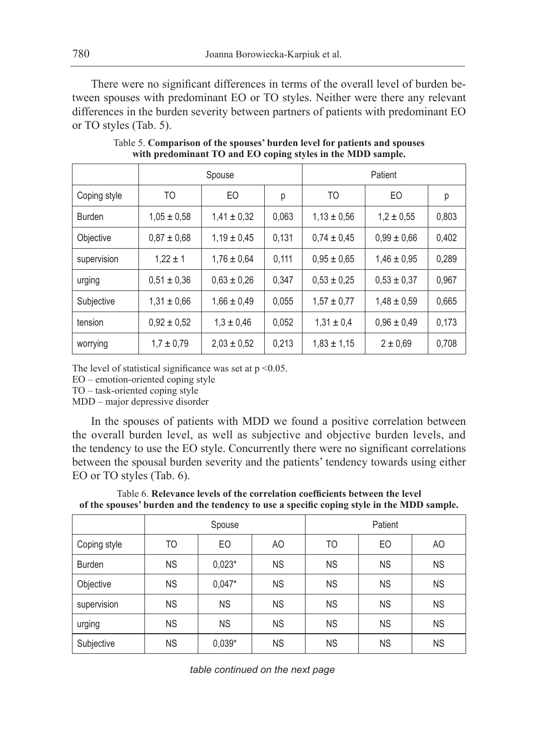There were no significant differences in terms of the overall level of burden between spouses with predominant EO or TO styles. Neither were there any relevant differences in the burden severity between partners of patients with predominant EO or TO styles (Tab. 5).

Table 5. **Comparison of the spouses' burden level for patients and spouses with predominant TO and EO coping styles in the MDD sample.**

| | Spouse | | | Patient | | |
|---|---|---|---|---|---|---|
| Coping style | TO | EO | p | TO | EO | p |
| Burden | 1,05 ± 0,58 | 1,41 ± 0,32 | 0,063 | 1,13 ± 0,56 | 1,2 ± 0,55 | 0,803 |
| Objective | 0,87 ± 0,68 | 1,19 ± 0,45 | 0,131 | 0,74 ± 0,45 | 0,99 ± 0,66 | 0,402 |
| supervision | 1,22 ± 1 | 1,76 ± 0,64 | 0,111 | 0,95 ± 0,65 | 1,46 ± 0,95 | 0,289 |
| urging | 0,51 ± 0,36 | 0,63 ± 0,26 | 0,347 | 0,53 ± 0,25 | 0,53 ± 0,37 | 0,967 |
| Subjective | 1,31 ± 0,66 | 1,66 ± 0,49 | 0,055 | 1,57 ± 0,77 | 1,48 ± 0,59 | 0,665 |
| tension | 0,92 ± 0,52 | 1,3 ± 0,46 | 0,052 | 1,31 ± 0,4 | 0,96 ± 0,49 | 0,173 |
| worrying | 1,7 ± 0,79 | 2,03 ± 0,52 | 0,213 | 1,83 ± 1,15 | 2 ± 0,69 | 0,708 |

The level of statistical significance was set at $p < 0.05$.
EO – emotion-oriented coping style
TO – task-oriented coping style
MDD – major depressive disorder

In the spouses of patients with MDD we found a positive correlation between the overall burden level, as well as subjective and objective burden levels, and the tendency to use the EO style. Concurrently there were no significant correlations between the spousal burden severity and the patients' tendency towards using either EO or TO styles (Tab. 6).

Table 6. **Relevance levels of the correlation coefficients between the level of the spouses' burden and the tendency to use a specific coping style in the MDD sample.**

| | Spouse | | | Patient | | |
|---|---|---|---|---|---|---|
| Coping style | TO | EO | AO | TO | EO | AO |
| Burden | NS | 0,023* | NS | NS | NS | NS |
| Objective | NS | 0,047* | NS | NS | NS | NS |
| supervision | NS | NS | NS | NS | NS | NS |
| urging | NS | NS | NS | NS | NS | NS |
| Subjective | NS | 0,039* | NS | NS | NS | NS |

*table continued on the next page*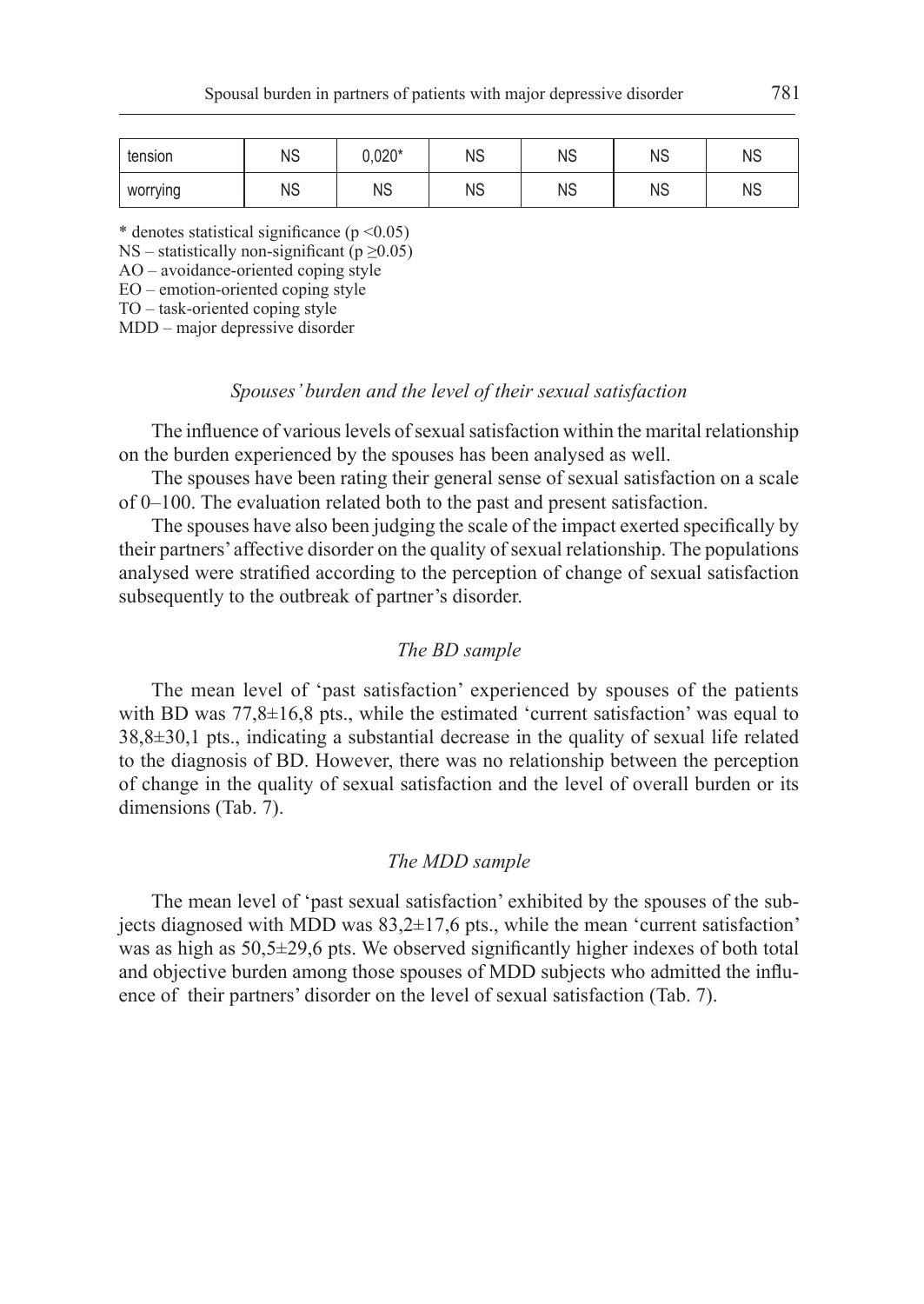| tension | NS | 0,020* | NS | NS | NS | NS |
|---|---|---|---|---|---|---|
| worrying | NS | NS | NS | NS | NS | NS |

\* denotes statistical significance ($p < 0.05$)
NS – statistically non-significant ($p \geq 0.05$)
AO – avoidance-oriented coping style
EO – emotion-oriented coping style
TO – task-oriented coping style
MDD – major depressive disorder

### *Spouses' burden and the level of their sexual satisfaction*

The influence of various levels of sexual satisfaction within the marital relationship on the burden experienced by the spouses has been analysed as well.

The spouses have been rating their general sense of sexual satisfaction on a scale of 0–100. The evaluation related both to the past and present satisfaction.

The spouses have also been judging the scale of the impact exerted specifically by their partners' affective disorder on the quality of sexual relationship. The populations analysed were stratified according to the perception of change of sexual satisfaction subsequently to the outbreak of partner's disorder.

#### *The BD sample*

The mean level of 'past satisfaction' experienced by spouses of the patients with BD was 77,8±16,8 pts., while the estimated 'current satisfaction' was equal to 38,8±30,1 pts., indicating a substantial decrease in the quality of sexual life related to the diagnosis of BD. However, there was no relationship between the perception of change in the quality of sexual satisfaction and the level of overall burden or its dimensions (Tab. 7).

#### *The MDD sample*

The mean level of 'past sexual satisfaction' exhibited by the spouses of the subjects diagnosed with MDD was 83,2±17,6 pts., while the mean 'current satisfaction' was as high as 50,5±29,6 pts. We observed significantly higher indexes of both total and objective burden among those spouses of MDD subjects who admitted the influence of their partners' disorder on the level of sexual satisfaction (Tab. 7).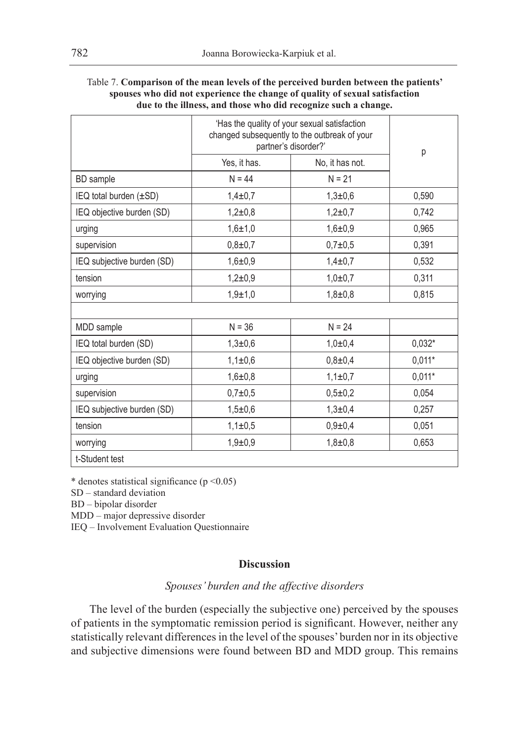Table 7. **Comparison of the mean levels of the perceived burden between the patients' spouses who did not experience the change of quality of sexual satisfaction due to the illness, and those who did recognize such a change.**

| | 'Has the quality of your sexual satisfaction changed subsequently to the outbreak of your partner's disorder?' | | p |
|---|---|---|---|
| | Yes, it has. | No, it has not. | |
| BD sample | N = 44 | N = 21 | |
| IEQ total burden (±SD) | 1,4±0,7 | 1,3±0,6 | 0,590 |
| IEQ objective burden (SD) | 1,2±0,8 | 1,2±0,7 | 0,742 |
| urging | 1,6±1,0 | 1,6±0,9 | 0,965 |
| supervision | 0,8±0,7 | 0,7±0,5 | 0,391 |
| IEQ subjective burden (SD) | 1,6±0,9 | 1,4±0,7 | 0,532 |
| tension | 1,2±0,9 | 1,0±0,7 | 0,311 |
| worrying | 1,9±1,0 | 1,8±0,8 | 0,815 |
| | | | |
| MDD sample | N = 36 | N = 24 | |
| IEQ total burden (SD) | 1,3±0,6 | 1,0±0,4 | 0,032* |
| IEQ objective burden (SD) | 1,1±0,6 | 0,8±0,4 | 0,011* |
| urging | 1,6±0,8 | 1,1±0,7 | 0,011* |
| supervision | 0,7±0,5 | 0,5±0,2 | 0,054 |
| IEQ subjective burden (SD) | 1,5±0,6 | 1,3±0,4 | 0,257 |
| tension | 1,1±0,5 | 0,9±0,4 | 0,051 |
| worrying | 1,9±0,9 | 1,8±0,8 | 0,653 |
| t-Student test | | | |

\* denotes statistical significance ($p < 0.05$)

SD – standard deviation

BD – bipolar disorder

MDD – major depressive disorder

IEQ – Involvement Evaluation Questionnaire

## Discussion

### *Spouses' burden and the affective disorders*

The level of the burden (especially the subjective one) perceived by the spouses of patients in the symptomatic remission period is significant. However, neither any statistically relevant differences in the level of the spouses' burden nor in its objective and subjective dimensions were found between BD and MDD group. This remains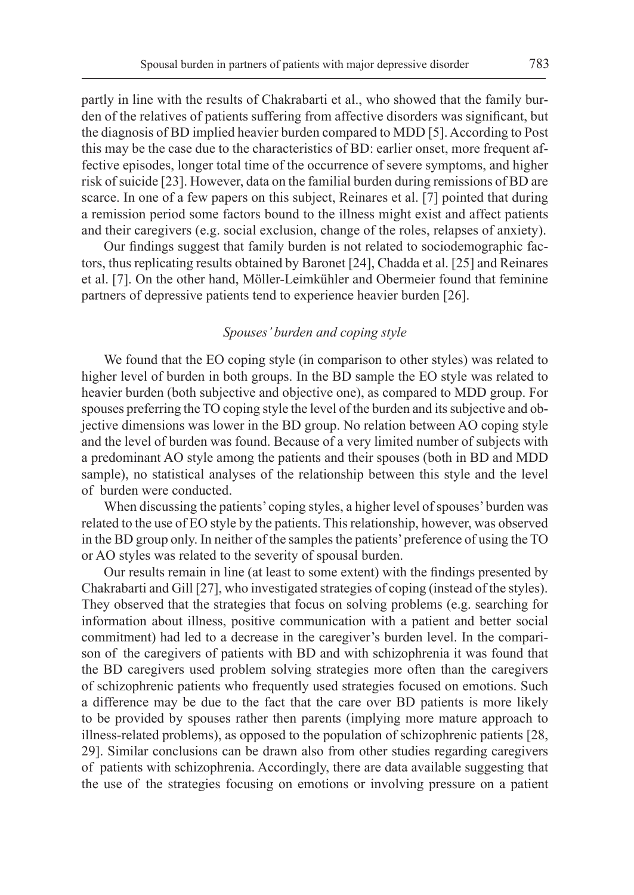partly in line with the results of Chakrabarti et al., who showed that the family burden of the relatives of patients suffering from affective disorders was significant, but the diagnosis of BD implied heavier burden compared to MDD [5]. According to Post this may be the case due to the characteristics of BD: earlier onset, more frequent affective episodes, longer total time of the occurrence of severe symptoms, and higher risk of suicide [23]. However, data on the familial burden during remissions of BD are scarce. In one of a few papers on this subject, Reinares et al. [7] pointed that during a remission period some factors bound to the illness might exist and affect patients and their caregivers (e.g. social exclusion, change of the roles, relapses of anxiety).

Our findings suggest that family burden is not related to sociodemographic factors, thus replicating results obtained by Baronet [24], Chadda et al. [25] and Reinares et al. [7]. On the other hand, Möller-Leimkühler and Obermeier found that feminine partners of depressive patients tend to experience heavier burden [26].

### *Spouses' burden and coping style*

We found that the EO coping style (in comparison to other styles) was related to higher level of burden in both groups. In the BD sample the EO style was related to heavier burden (both subjective and objective one), as compared to MDD group. For spouses preferring the TO coping style the level of the burden and its subjective and objective dimensions was lower in the BD group. No relation between AO coping style and the level of burden was found. Because of a very limited number of subjects with a predominant AO style among the patients and their spouses (both in BD and MDD sample), no statistical analyses of the relationship between this style and the level of burden were conducted.

When discussing the patients' coping styles, a higher level of spouses' burden was related to the use of EO style by the patients. This relationship, however, was observed in the BD group only. In neither of the samples the patients' preference of using the TO or AO styles was related to the severity of spousal burden.

Our results remain in line (at least to some extent) with the findings presented by Chakrabarti and Gill [27], who investigated strategies of coping (instead of the styles). They observed that the strategies that focus on solving problems (e.g. searching for information about illness, positive communication with a patient and better social commitment) had led to a decrease in the caregiver's burden level. In the comparison of the caregivers of patients with BD and with schizophrenia it was found that the BD caregivers used problem solving strategies more often than the caregivers of schizophrenic patients who frequently used strategies focused on emotions. Such a difference may be due to the fact that the care over BD patients is more likely to be provided by spouses rather then parents (implying more mature approach to illness-related problems), as opposed to the population of schizophrenic patients [28, 29]. Similar conclusions can be drawn also from other studies regarding caregivers of patients with schizophrenia. Accordingly, there are data available suggesting that the use of the strategies focusing on emotions or involving pressure on a patient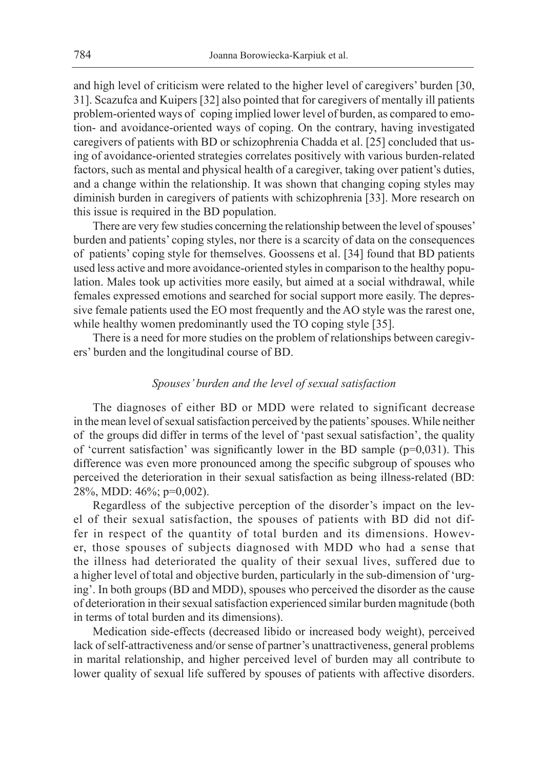and high level of criticism were related to the higher level of caregivers' burden [30, 31]. Scazufca and Kuipers [32] also pointed that for caregivers of mentally ill patients problem-oriented ways of coping implied lower level of burden, as compared to emotion- and avoidance-oriented ways of coping. On the contrary, having investigated caregivers of patients with BD or schizophrenia Chadda et al. [25] concluded that using of avoidance-oriented strategies correlates positively with various burden-related factors, such as mental and physical health of a caregiver, taking over patient's duties, and a change within the relationship. It was shown that changing coping styles may diminish burden in caregivers of patients with schizophrenia [33]. More research on this issue is required in the BD population.

There are very few studies concerning the relationship between the level of spouses' burden and patients' coping styles, nor there is a scarcity of data on the consequences of patients' coping style for themselves. Goossens et al. [34] found that BD patients used less active and more avoidance-oriented styles in comparison to the healthy population. Males took up activities more easily, but aimed at a social withdrawal, while females expressed emotions and searched for social support more easily. The depressive female patients used the EO most frequently and the AO style was the rarest one, while healthy women predominantly used the TO coping style [35].

There is a need for more studies on the problem of relationships between caregivers' burden and the longitudinal course of BD.

### *Spouses' burden and the level of sexual satisfaction*

The diagnoses of either BD or MDD were related to significant decrease in the mean level of sexual satisfaction perceived by the patients' spouses. While neither of the groups did differ in terms of the level of 'past sexual satisfaction', the quality of 'current satisfaction' was significantly lower in the BD sample (p=0,031). This difference was even more pronounced among the specific subgroup of spouses who perceived the deterioration in their sexual satisfaction as being illness-related (BD: 28%, MDD: 46%; p=0,002).

Regardless of the subjective perception of the disorder's impact on the level of their sexual satisfaction, the spouses of patients with BD did not differ in respect of the quantity of total burden and its dimensions. However, those spouses of subjects diagnosed with MDD who had a sense that the illness had deteriorated the quality of their sexual lives, suffered due to a higher level of total and objective burden, particularly in the sub-dimension of 'urging'. In both groups (BD and MDD), spouses who perceived the disorder as the cause of deterioration in their sexual satisfaction experienced similar burden magnitude (both in terms of total burden and its dimensions).

Medication side-effects (decreased libido or increased body weight), perceived lack of self-attractiveness and/or sense of partner's unattractiveness, general problems in marital relationship, and higher perceived level of burden may all contribute to lower quality of sexual life suffered by spouses of patients with affective disorders.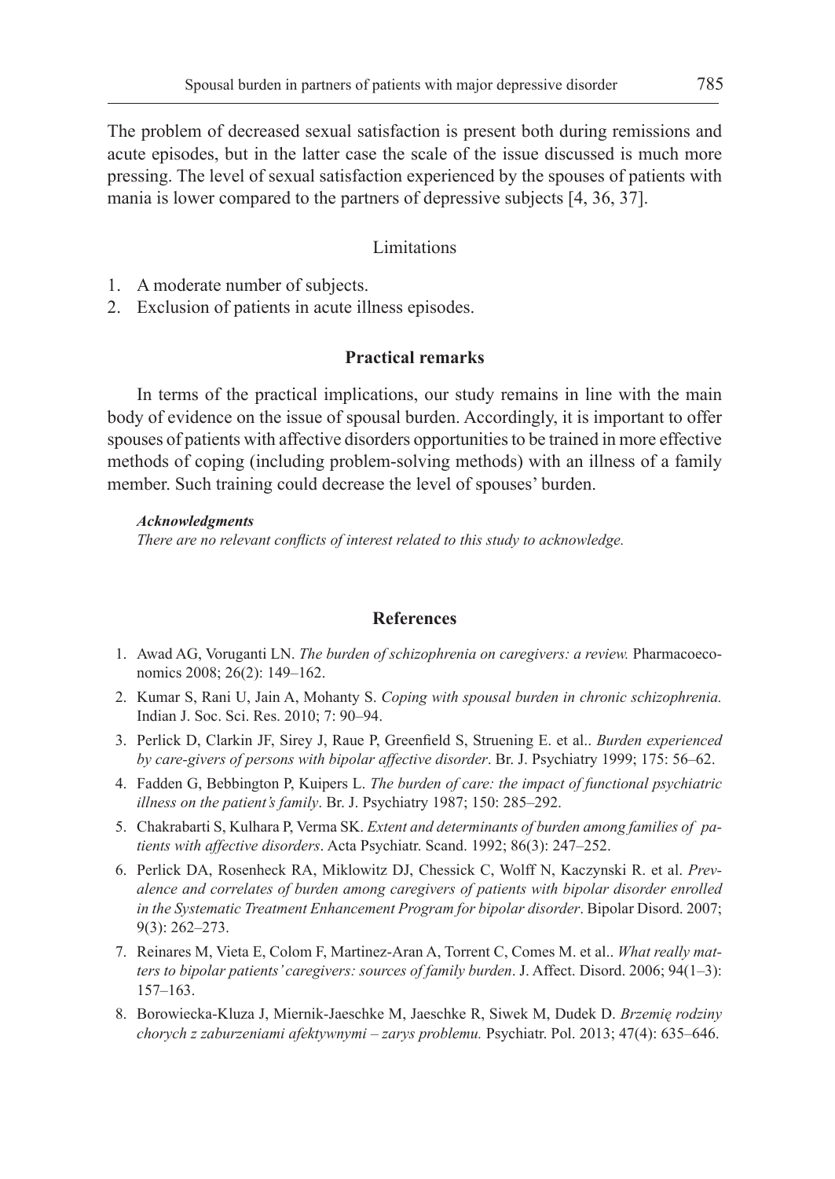The problem of decreased sexual satisfaction is present both during remissions and acute episodes, but in the latter case the scale of the issue discussed is much more pressing. The level of sexual satisfaction experienced by the spouses of patients with mania is lower compared to the partners of depressive subjects [4, 36, 37].

## Limitations

1. A moderate number of subjects.
2. Exclusion of patients in acute illness episodes.

## Practical remarks

In terms of the practical implications, our study remains in line with the main body of evidence on the issue of spousal burden. Accordingly, it is important to offer spouses of patients with affective disorders opportunities to be trained in more effective methods of coping (including problem-solving methods) with an illness of a family member. Such training could decrease the level of spouses' burden.

***Acknowledgments***

*There are no relevant conflicts of interest related to this study to acknowledge.*

## References

1. Awad AG, Voruganti LN. *The burden of schizophrenia on caregivers: a review.* Pharmacoeconomics 2008; 26(2): 149–162.
2. Kumar S, Rani U, Jain A, Mohanty S. *Coping with spousal burden in chronic schizophrenia.* Indian J. Soc. Sci. Res. 2010; 7: 90–94.
3. Perlick D, Clarkin JF, Sirey J, Raue P, Greenfield S, Struening E. et al.. *Burden experienced by care-givers of persons with bipolar affective disorder*. Br. J. Psychiatry 1999; 175: 56–62.
4. Fadden G, Bebbington P, Kuipers L. *The burden of care: the impact of functional psychiatric illness on the patient's family*. Br. J. Psychiatry 1987; 150: 285–292.
5. Chakrabarti S, Kulhara P, Verma SK. *Extent and determinants of burden among families of patients with affective disorders*. Acta Psychiatr. Scand. 1992; 86(3): 247–252.
6. Perlick DA, Rosenheck RA, Miklowitz DJ, Chessick C, Wolff N, Kaczynski R. et al. *Prevalence and correlates of burden among caregivers of patients with bipolar disorder enrolled in the Systematic Treatment Enhancement Program for bipolar disorder*. Bipolar Disord. 2007; 9(3): 262–273.
7. Reinares M, Vieta E, Colom F, Martinez-Aran A, Torrent C, Comes M. et al.. *What really matters to bipolar patients' caregivers: sources of family burden*. J. Affect. Disord. 2006; 94(1–3): 157–163.
8. Borowiecka-Kluza J, Miernik-Jaeschke M, Jaeschke R, Siwek M, Dudek D. *Brzemię rodziny chorych z zaburzeniami afektywnymi – zarys problemu.* Psychiatr. Pol. 2013; 47(4): 635–646.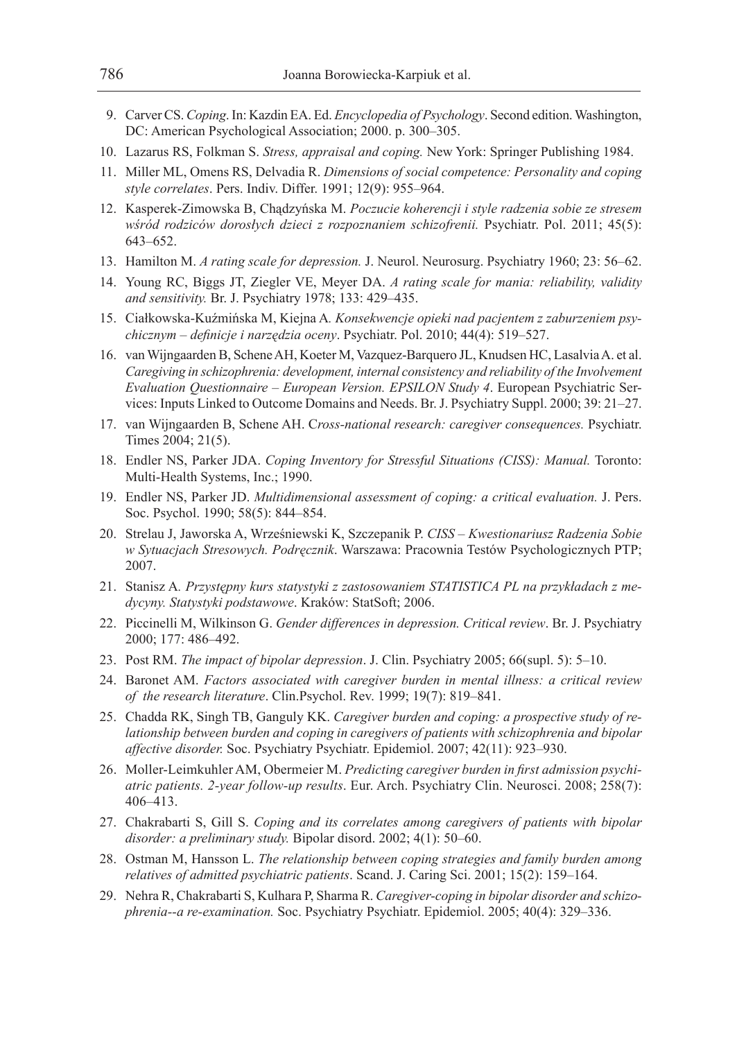9. Carver CS. *Coping*. In: Kazdin EA. Ed. *Encyclopedia of Psychology*. Second edition. Washington, DC: American Psychological Association; 2000. p. 300–305.
10. Lazarus RS, Folkman S. *Stress, appraisal and coping.* New York: Springer Publishing 1984.
11. Miller ML, Omens RS, Delvadia R. *Dimensions of social competence: Personality and coping style correlates*. Pers. Indiv. Differ. 1991; 12(9): 955–964.
12. Kasperek-Zimowska B, Chądzyńska M. *Poczucie koherencji i style radzenia sobie ze stresem wśród rodziców dorosłych dzieci z rozpoznaniem schizofrenii.* Psychiatr. Pol. 2011; 45(5): 643–652.
13. Hamilton M. *A rating scale for depression.* J. Neurol. Neurosurg. Psychiatry 1960; 23: 56–62.
14. Young RC, Biggs JT, Ziegler VE, Meyer DA. *A rating scale for mania: reliability, validity and sensitivity.* Br. J. Psychiatry 1978; 133: 429–435.
15. Ciałkowska-Kuźmińska M, Kiejna A. *Konsekwencje opieki nad pacjentem z zaburzeniem psychicznym – definicje i narzędzia oceny*. Psychiatr. Pol. 2010; 44(4): 519–527.
16. van Wijngaarden B, Schene AH, Koeter M, Vazquez-Barquero JL, Knudsen HC, Lasalvia A. et al. *Caregiving in schizophrenia: development, internal consistency and reliability of the Involvement Evaluation Questionnaire – European Version. EPSILON Study 4*. European Psychiatric Services: Inputs Linked to Outcome Domains and Needs. Br. J. Psychiatry Suppl. 2000; 39: 21–27.
17. van Wijngaarden B, Schene AH. C*ross-national research: caregiver consequences.* Psychiatr. Times 2004; 21(5).
18. Endler NS, Parker JDA. *Coping Inventory for Stressful Situations (CISS): Manual.* Toronto: Multi-Health Systems, Inc.; 1990.
19. Endler NS, Parker JD. *Multidimensional assessment of coping: a critical evaluation.* J. Pers. Soc. Psychol. 1990; 58(5): 844–854.
20. Strelau J, Jaworska A, Wrześniewski K, Szczepanik P. *CISS – Kwestionariusz Radzenia Sobie w Sytuacjach Stresowych. Podręcznik*. Warszawa: Pracownia Testów Psychologicznych PTP; 2007.
21. Stanisz A*. Przystępny kurs statystyki z zastosowaniem STATISTICA PL na przykładach z medycyny. Statystyki podstawowe*. Kraków: StatSoft; 2006.
22. Piccinelli M, Wilkinson G. *Gender differences in depression. Critical review*. Br. J. Psychiatry 2000; 177: 486–492.
23. Post RM. *The impact of bipolar depression*. J. Clin. Psychiatry 2005; 66(supl. 5): 5–10.
24. Baronet AM. *Factors associated with caregiver burden in mental illness: a critical review of the research literature*. Clin.Psychol. Rev. 1999; 19(7): 819–841.
25. Chadda RK, Singh TB, Ganguly KK. *Caregiver burden and coping: a prospective study of relationship between burden and coping in caregivers of patients with schizophrenia and bipolar affective disorder.* Soc. Psychiatry Psychiatr. Epidemiol. 2007; 42(11): 923–930.
26. Moller-Leimkuhler AM, Obermeier M. *Predicting caregiver burden in first admission psychiatric patients. 2-year follow-up results*. Eur. Arch. Psychiatry Clin. Neurosci. 2008; 258(7): 406–413.
27. Chakrabarti S, Gill S. *Coping and its correlates among caregivers of patients with bipolar disorder: a preliminary study.* Bipolar disord. 2002; 4(1): 50–60.
28. Ostman M, Hansson L. *The relationship between coping strategies and family burden among relatives of admitted psychiatric patients*. Scand. J. Caring Sci. 2001; 15(2): 159–164.
29. Nehra R, Chakrabarti S, Kulhara P, Sharma R. *Caregiver-coping in bipolar disorder and schizophrenia--a re-examination.* Soc. Psychiatry Psychiatr. Epidemiol. 2005; 40(4): 329–336.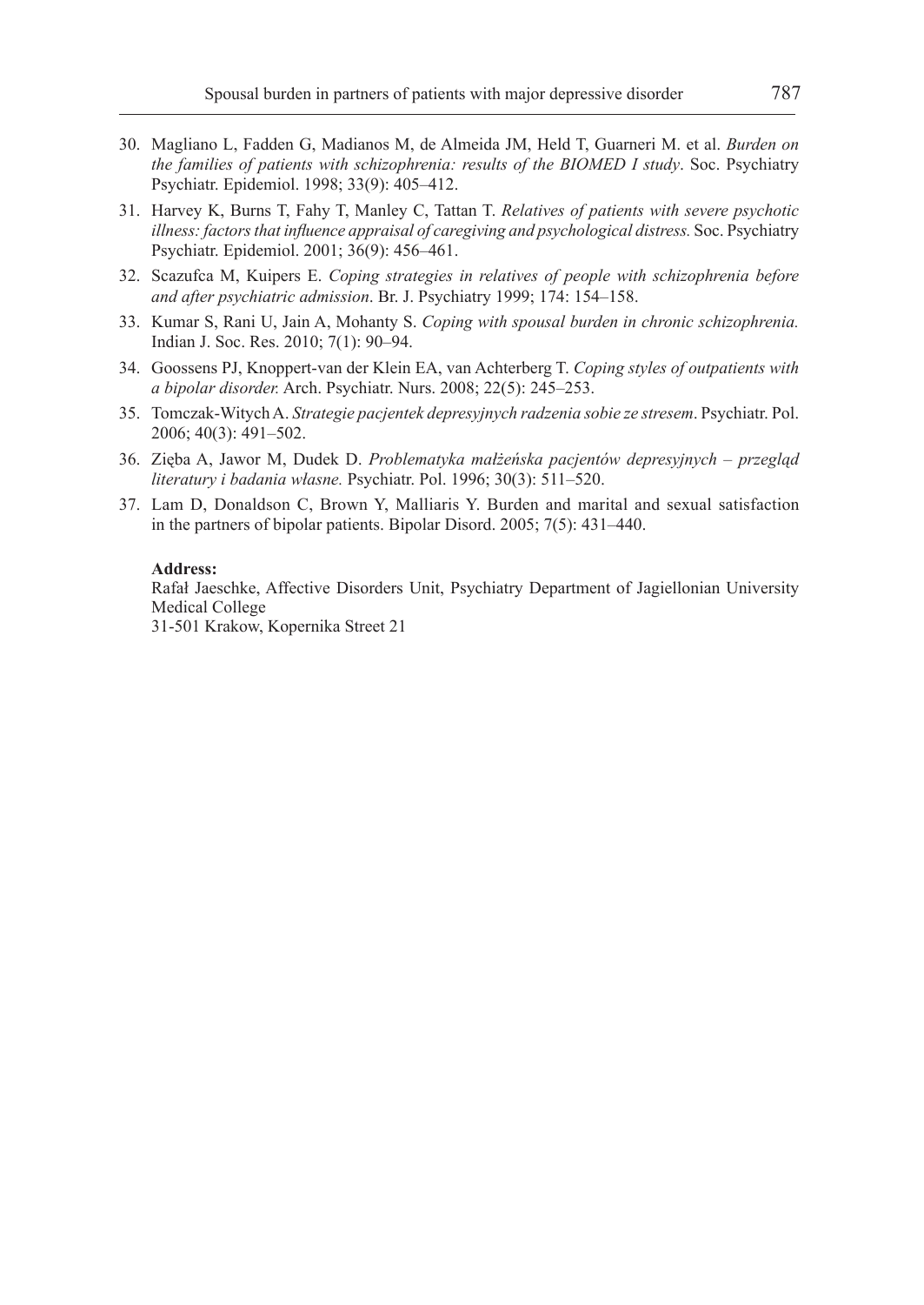30. Magliano L, Fadden G, Madianos M, de Almeida JM, Held T, Guarneri M. et al. *Burden on the families of patients with schizophrenia: results of the BIOMED I study*. Soc. Psychiatry Psychiatr. Epidemiol. 1998; 33(9): 405–412.
31. Harvey K, Burns T, Fahy T, Manley C, Tattan T. *Relatives of patients with severe psychotic illness: factors that influence appraisal of caregiving and psychological distress.* Soc. Psychiatry Psychiatr. Epidemiol. 2001; 36(9): 456–461.
32. Scazufca M, Kuipers E. *Coping strategies in relatives of people with schizophrenia before and after psychiatric admission*. Br. J. Psychiatry 1999; 174: 154–158.
33. Kumar S, Rani U, Jain A, Mohanty S. *Coping with spousal burden in chronic schizophrenia.* Indian J. Soc. Res. 2010; 7(1): 90–94.
34. Goossens PJ, Knoppert-van der Klein EA, van Achterberg T. *Coping styles of outpatients with a bipolar disorder.* Arch. Psychiatr. Nurs. 2008; 22(5): 245–253.
35. Tomczak-Witych A. *Strategie pacjentek depresyjnych radzenia sobie ze stresem*. Psychiatr. Pol. 2006; 40(3): 491–502.
36. Zięba A, Jawor M, Dudek D. *Problematyka małżeńska pacjentów depresyjnych – przegląd literatury i badania własne.* Psychiatr. Pol. 1996; 30(3): 511–520.
37. Lam D, Donaldson C, Brown Y, Malliaris Y. Burden and marital and sexual satisfaction in the partners of bipolar patients. Bipolar Disord. 2005; 7(5): 431–440.

**Address:**
Rafał Jaeschke, Affective Disorders Unit, Psychiatry Department of Jagiellonian University Medical College
31-501 Krakow, Kopernika Street 21